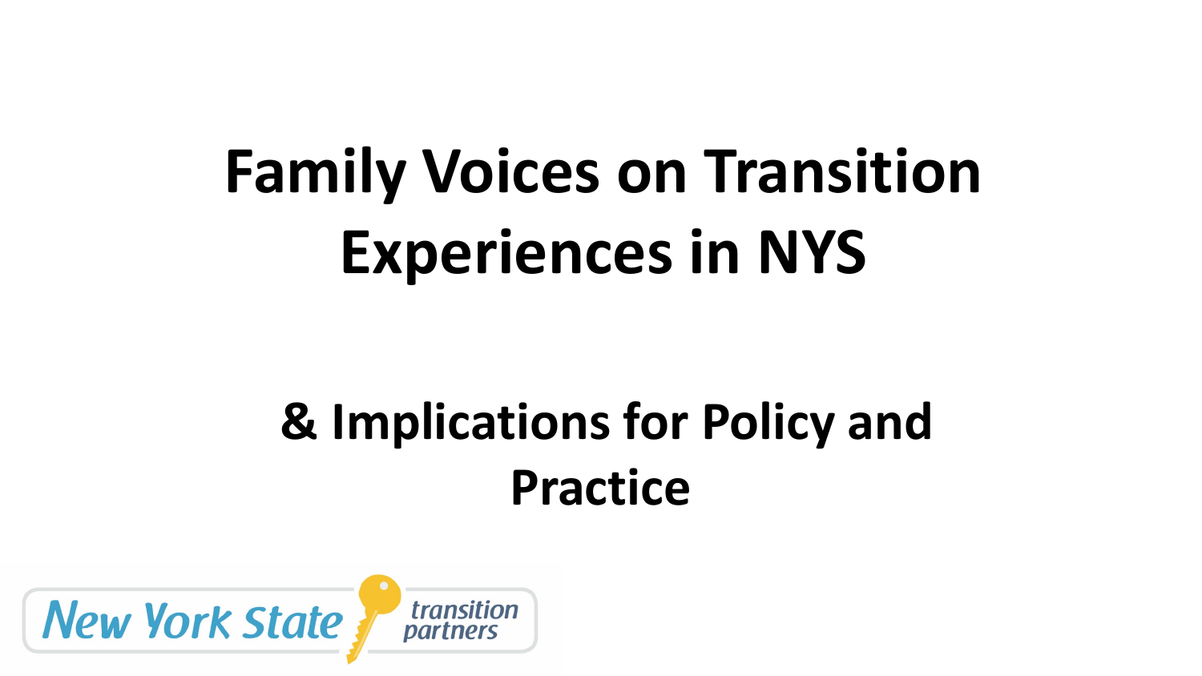# Family Voices on Transition Experiences in NYS

## & Implications for Policy and Practice

New York State transition partners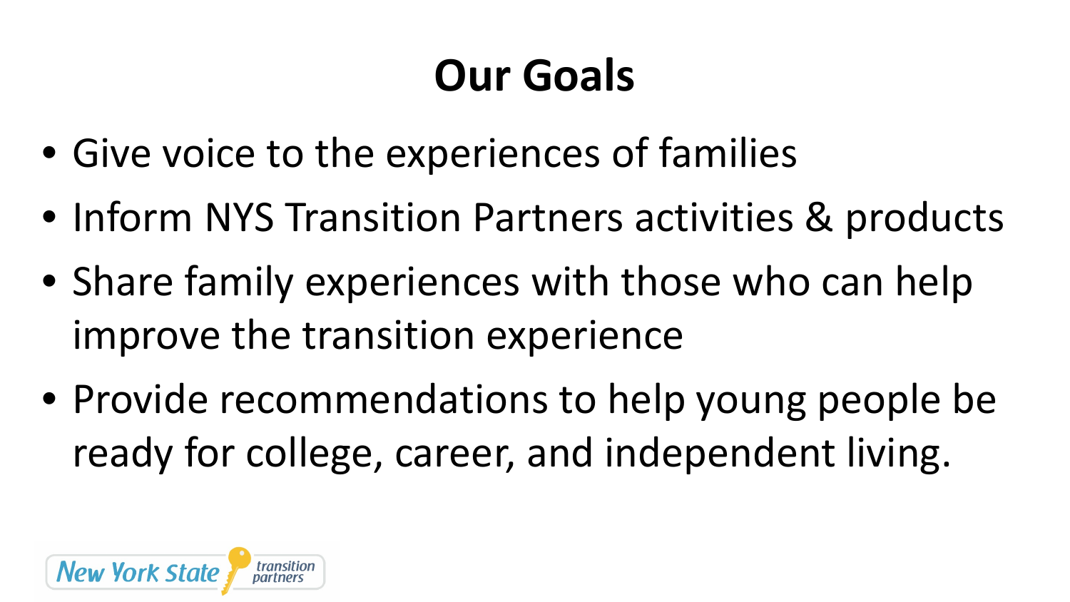# Our Goals

- Give voice to the experiences of families
- Inform NYS Transition Partners activities & products
- Share family experiences with those who can help improve the transition experience
- Provide recommendations to help young people be ready for college, career, and independent living.

New York State transition partners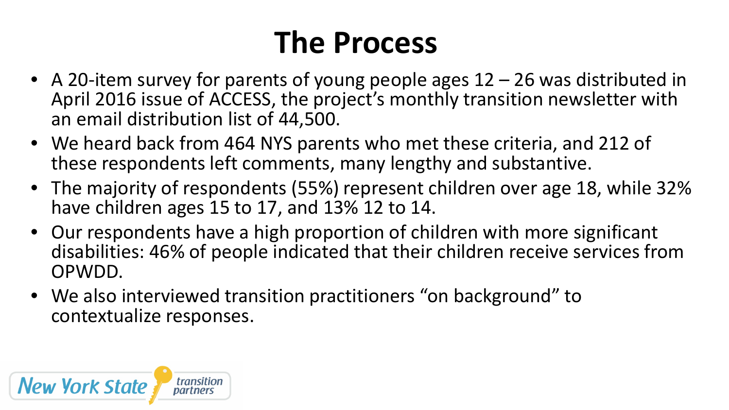# The Process

- A 20-item survey for parents of young people ages 12 – 26 was distributed in April 2016 issue of ACCESS, the project's monthly transition newsletter with an email distribution list of 44,500.
- We heard back from 464 NYS parents who met these criteria, and 212 of these respondents left comments, many lengthy and substantive.
- The majority of respondents (55%) represent children over age 18, while 32% have children ages 15 to 17, and 13% 12 to 14.
- Our respondents have a high proportion of children with more significant disabilities: 46% of people indicated that their children receive services from OPWDD.
- We also interviewed transition practitioners "on background" to contextualize responses.

New York State transition partners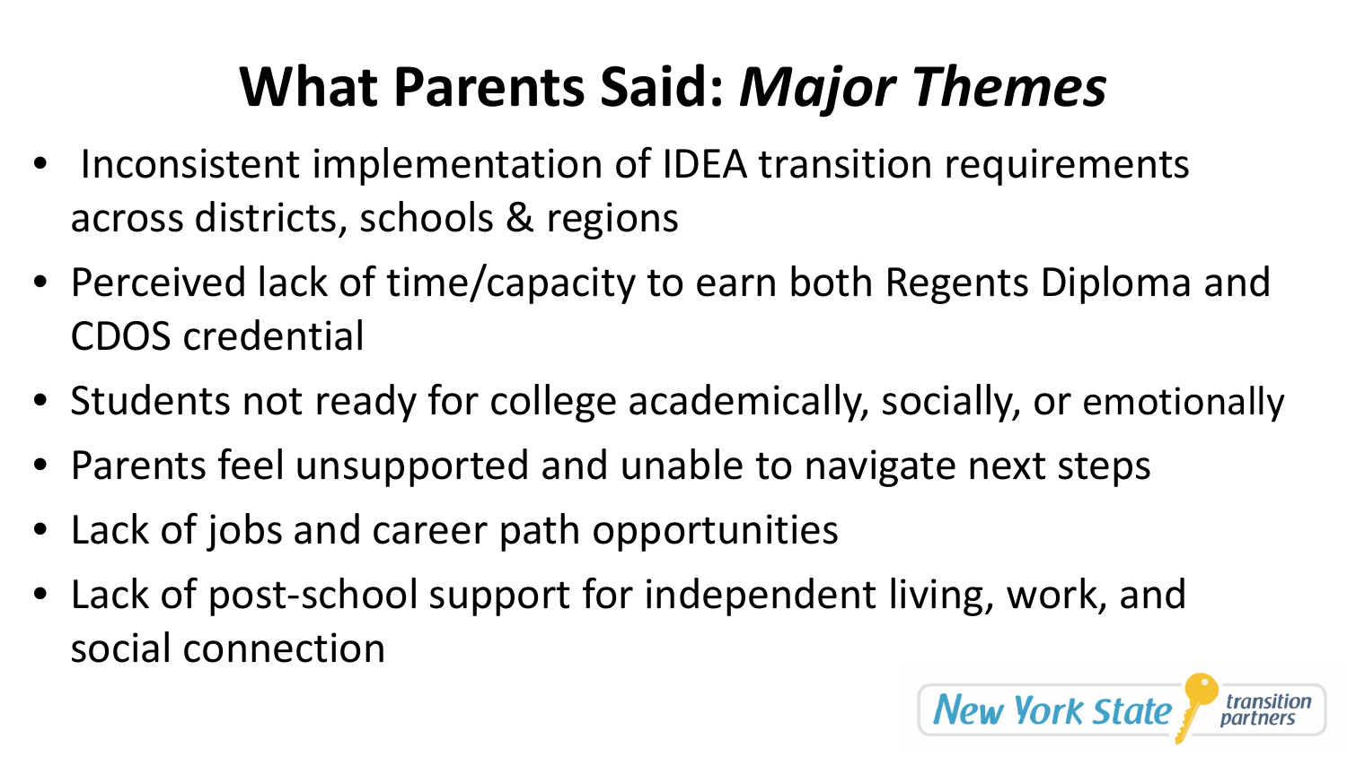# What Parents Said: *Major Themes*

- Inconsistent implementation of IDEA transition requirements across districts, schools & regions
- Perceived lack of time/capacity to earn both Regents Diploma and CDOS credential
- Students not ready for college academically, socially, or emotionally
- Parents feel unsupported and unable to navigate next steps
- Lack of jobs and career path opportunities
- Lack of post-school support for independent living, work, and social connection

New York State transition partners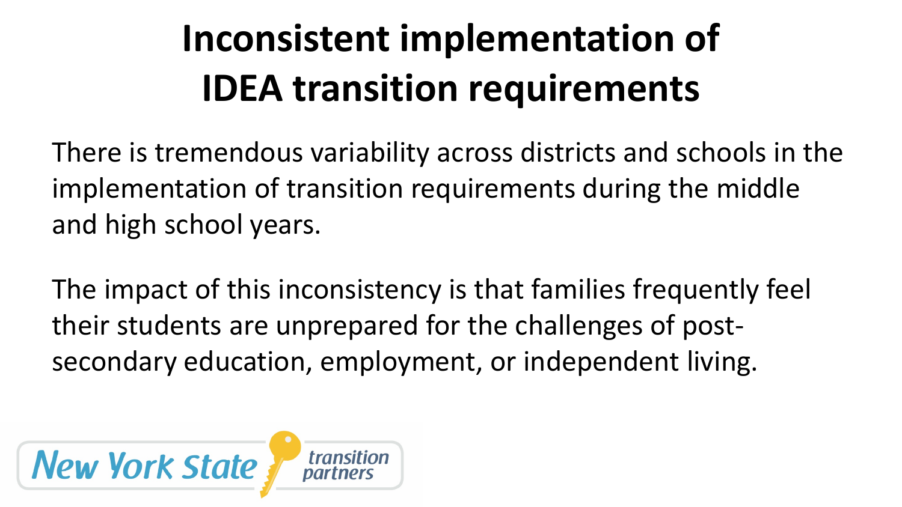# Inconsistent implementation of IDEA transition requirements

There is tremendous variability across districts and schools in the implementation of transition requirements during the middle and high school years.

The impact of this inconsistency is that families frequently feel their students are unprepared for the challenges of post-secondary education, employment, or independent living.

New York State transition partners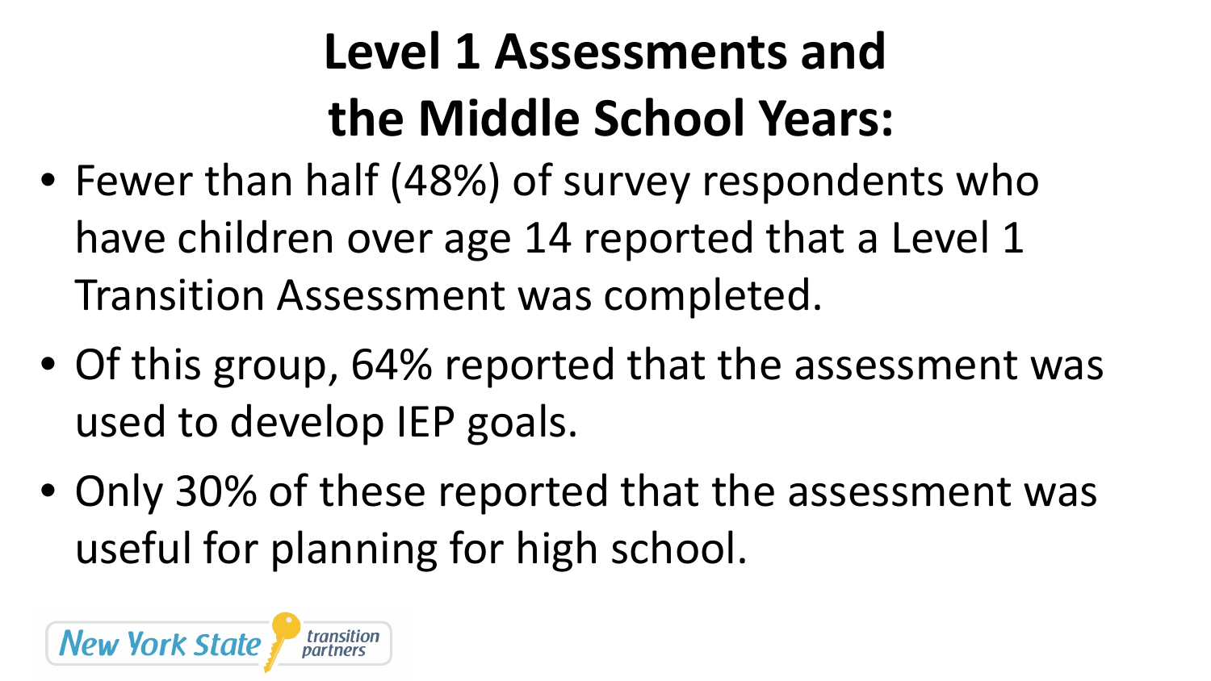# Level 1 Assessments and the Middle School Years:

- Fewer than half (48%) of survey respondents who have children over age 14 reported that a Level 1 Transition Assessment was completed.
- Of this group, 64% reported that the assessment was used to develop IEP goals.
- Only 30% of these reported that the assessment was useful for planning for high school.

New York State transition partners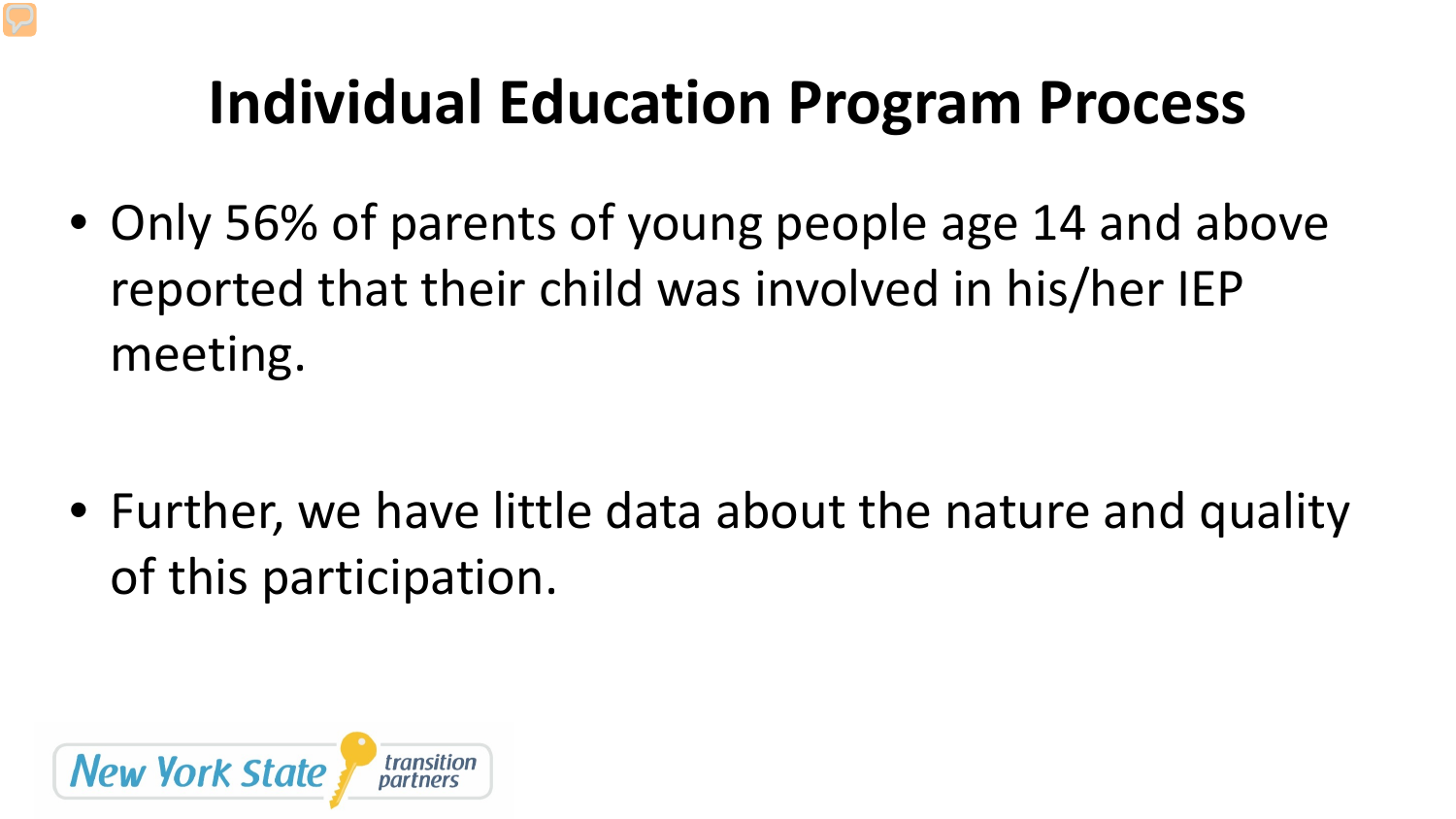# Individual Education Program Process

- Only 56% of parents of young people age 14 and above reported that their child was involved in his/her IEP meeting.

- Further, we have little data about the nature and quality of this participation.

New York State transition partners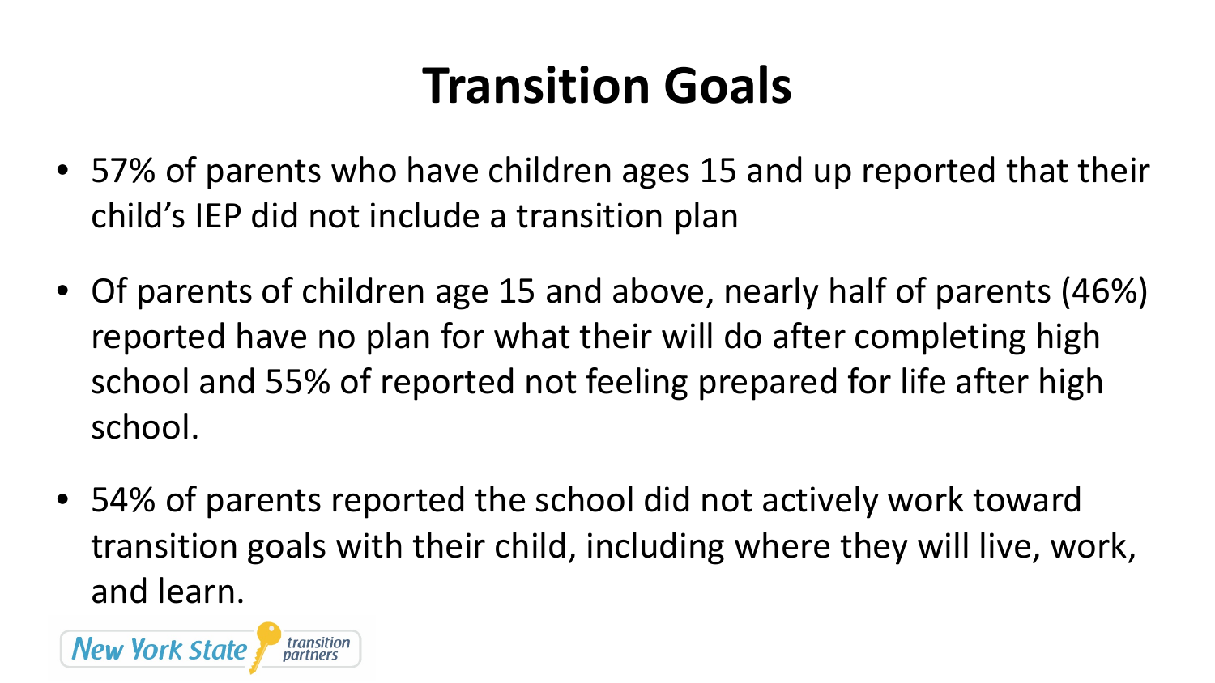# Transition Goals

- 57% of parents who have children ages 15 and up reported that their child's IEP did not include a transition plan
- Of parents of children age 15 and above, nearly half of parents (46%) reported have no plan for what their will do after completing high school and 55% of reported not feeling prepared for life after high school.
- 54% of parents reported the school did not actively work toward transition goals with their child, including where they will live, work, and learn.

New York State transition partners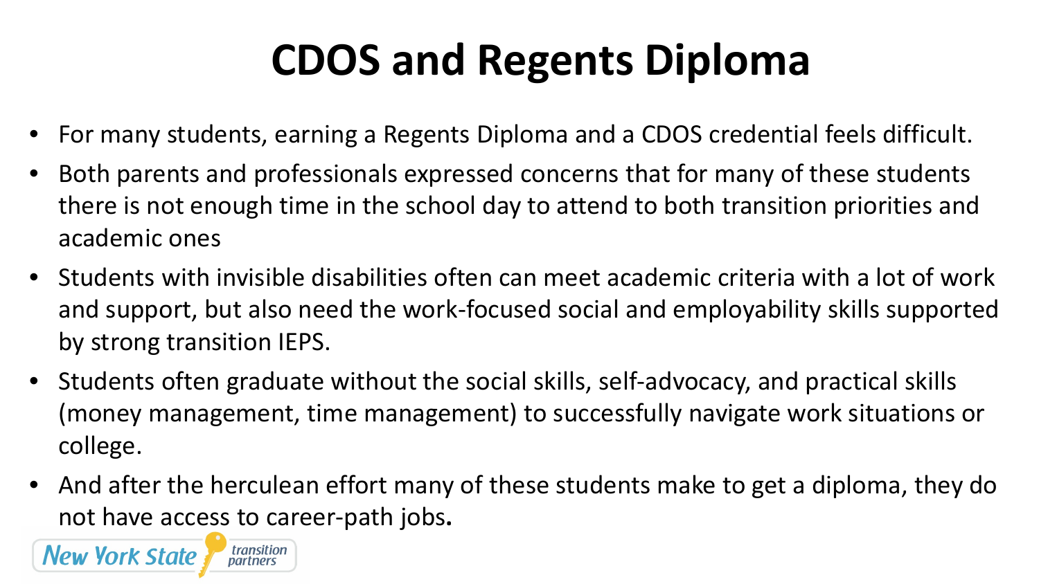# CDOS and Regents Diploma

- For many students, earning a Regents Diploma and a CDOS credential feels difficult.
- Both parents and professionals expressed concerns that for many of these students there is not enough time in the school day to attend to both transition priorities and academic ones
- Students with invisible disabilities often can meet academic criteria with a lot of work and support, but also need the work-focused social and employability skills supported by strong transition IEPS.
- Students often graduate without the social skills, self-advocacy, and practical skills (money management, time management) to successfully navigate work situations or college.
- And after the herculean effort many of these students make to get a diploma, they do not have access to career-path jobs**.**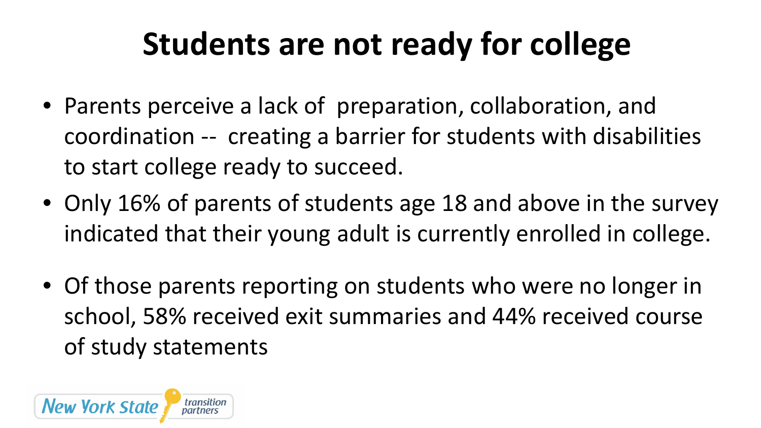# Students are not ready for college

- Parents perceive a lack of preparation, collaboration, and coordination -- creating a barrier for students with disabilities to start college ready to succeed.
- Only 16% of parents of students age 18 and above in the survey indicated that their young adult is currently enrolled in college.
- Of those parents reporting on students who were no longer in school, 58% received exit summaries and 44% received course of study statements

New York State transition partners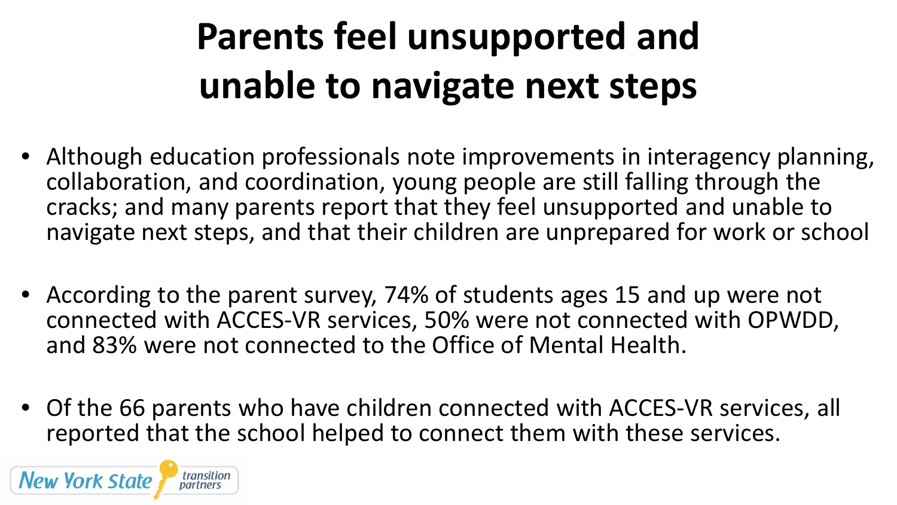# Parents feel unsupported and unable to navigate next steps

- Although education professionals note improvements in interagency planning, collaboration, and coordination, young people are still falling through the cracks; and many parents report that they feel unsupported and unable to navigate next steps, and that their children are unprepared for work or school
- According to the parent survey, 74% of students ages 15 and up were not connected with ACCES-VR services, 50% were not connected with OPWDD, and 83% were not connected to the Office of Mental Health.
- Of the 66 parents who have children connected with ACCES-VR services, all reported that the school helped to connect them with these services.

New York State transition partners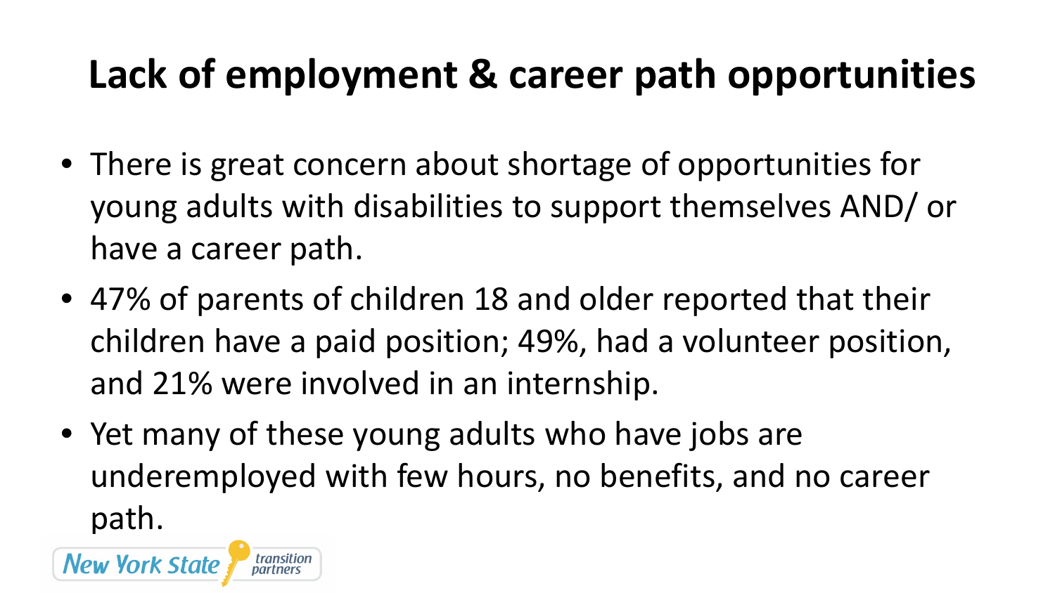# Lack of employment & career path opportunities

- There is great concern about shortage of opportunities for young adults with disabilities to support themselves AND/ or have a career path.
- 47% of parents of children 18 and older reported that their children have a paid position; 49%, had a volunteer position, and 21% were involved in an internship.
- Yet many of these young adults who have jobs are underemployed with few hours, no benefits, and no career path.

New York State transition partners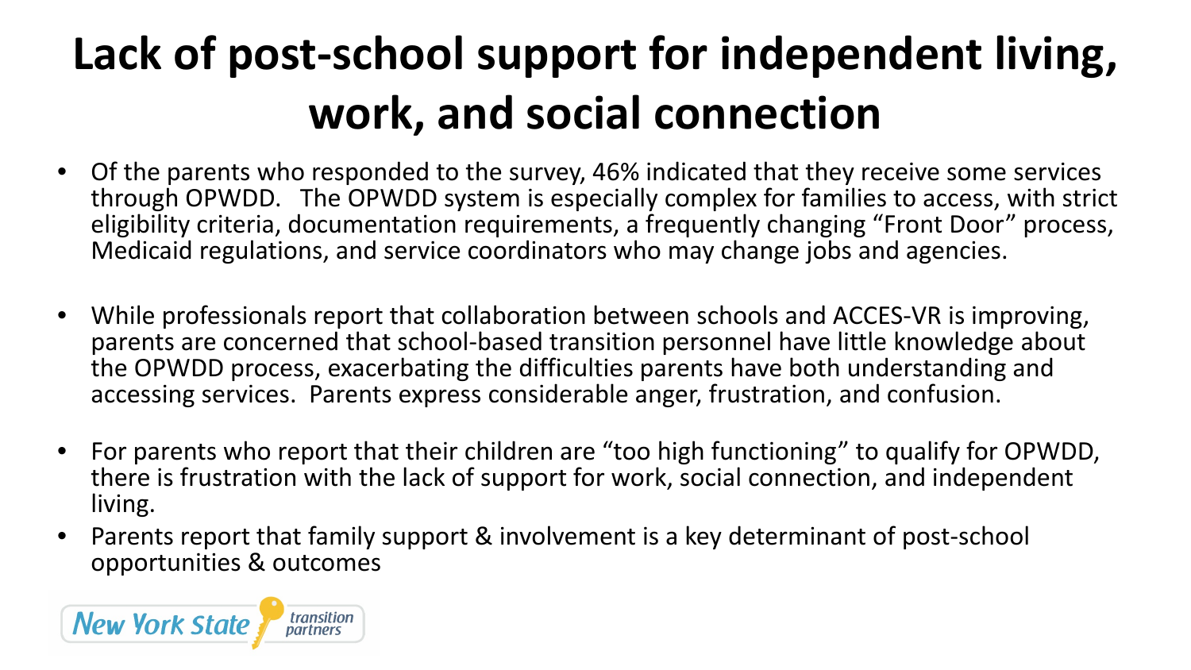# Lack of post-school support for independent living, work, and social connection

- Of the parents who responded to the survey, 46% indicated that they receive some services through OPWDD. The OPWDD system is especially complex for families to access, with strict eligibility criteria, documentation requirements, a frequently changing "Front Door" process, Medicaid regulations, and service coordinators who may change jobs and agencies.
- While professionals report that collaboration between schools and ACCES-VR is improving, parents are concerned that school-based transition personnel have little knowledge about the OPWDD process, exacerbating the difficulties parents have both understanding and accessing services. Parents express considerable anger, frustration, and confusion.
- For parents who report that their children are "too high functioning" to qualify for OPWDD, there is frustration with the lack of support for work, social connection, and independent living.
- Parents report that family support & involvement is a key determinant of post-school opportunities & outcomes

New York State transition partners